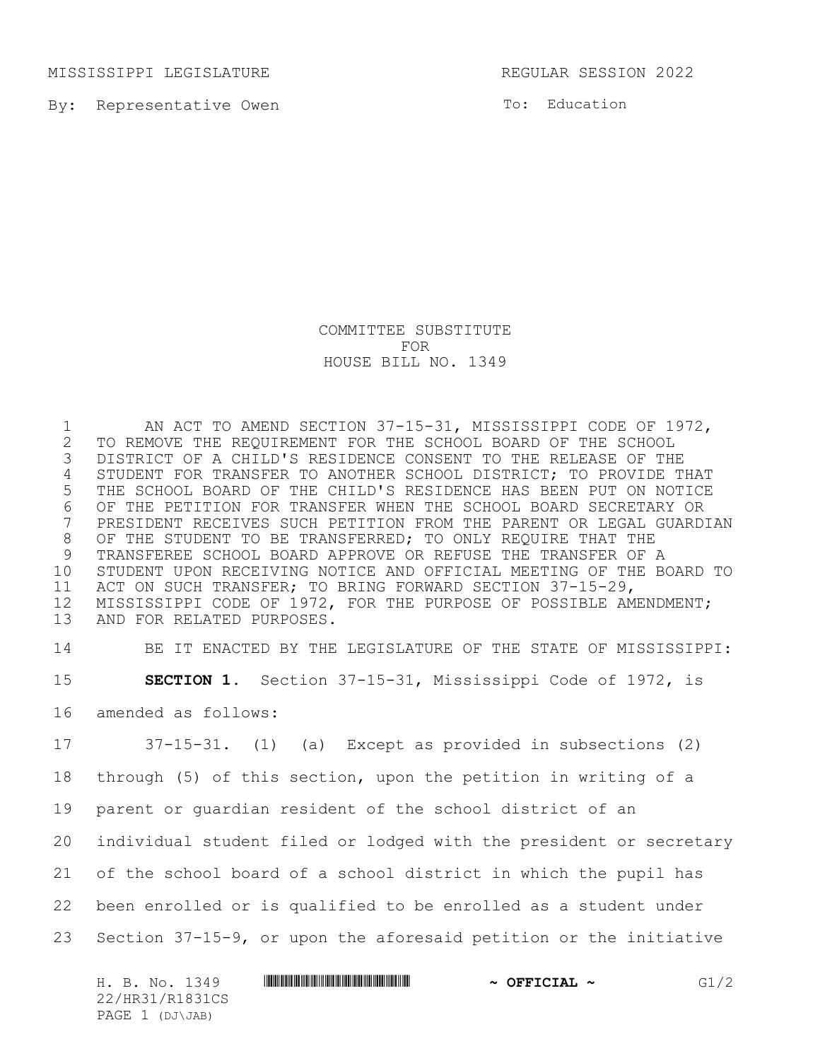MISSISSIPPI LEGISLATURE REGULAR SESSION 2022

By: Representative Owen

To: Education

COMMITTEE SUBSTITUTE
FOR
HOUSE BILL NO. 1349

AN ACT TO AMEND SECTION 37-15-31, MISSISSIPPI CODE OF 1972, TO REMOVE THE REQUIREMENT FOR THE SCHOOL BOARD OF THE SCHOOL DISTRICT OF A CHILD'S RESIDENCE CONSENT TO THE RELEASE OF THE STUDENT FOR TRANSFER TO ANOTHER SCHOOL DISTRICT; TO PROVIDE THAT THE SCHOOL BOARD OF THE CHILD'S RESIDENCE HAS BEEN PUT ON NOTICE OF THE PETITION FOR TRANSFER WHEN THE SCHOOL BOARD SECRETARY OR PRESIDENT RECEIVES SUCH PETITION FROM THE PARENT OR LEGAL GUARDIAN OF THE STUDENT TO BE TRANSFERRED; TO ONLY REQUIRE THAT THE TRANSFEREE SCHOOL BOARD APPROVE OR REFUSE THE TRANSFER OF A STUDENT UPON RECEIVING NOTICE AND OFFICIAL MEETING OF THE BOARD TO ACT ON SUCH TRANSFER; TO BRING FORWARD SECTION 37-15-29, MISSISSIPPI CODE OF 1972, FOR THE PURPOSE OF POSSIBLE AMENDMENT; AND FOR RELATED PURPOSES.

BE IT ENACTED BY THE LEGISLATURE OF THE STATE OF MISSISSIPPI:

**SECTION 1.** Section 37-15-31, Mississippi Code of 1972, is amended as follows:

37-15-31. (1) (a) Except as provided in subsections (2) through (5) of this section, upon the petition in writing of a parent or guardian resident of the school district of an individual student filed or lodged with the president or secretary of the school board of a school district in which the pupil has been enrolled or is qualified to be enrolled as a student under Section 37-15-9, or upon the aforesaid petition or the initiative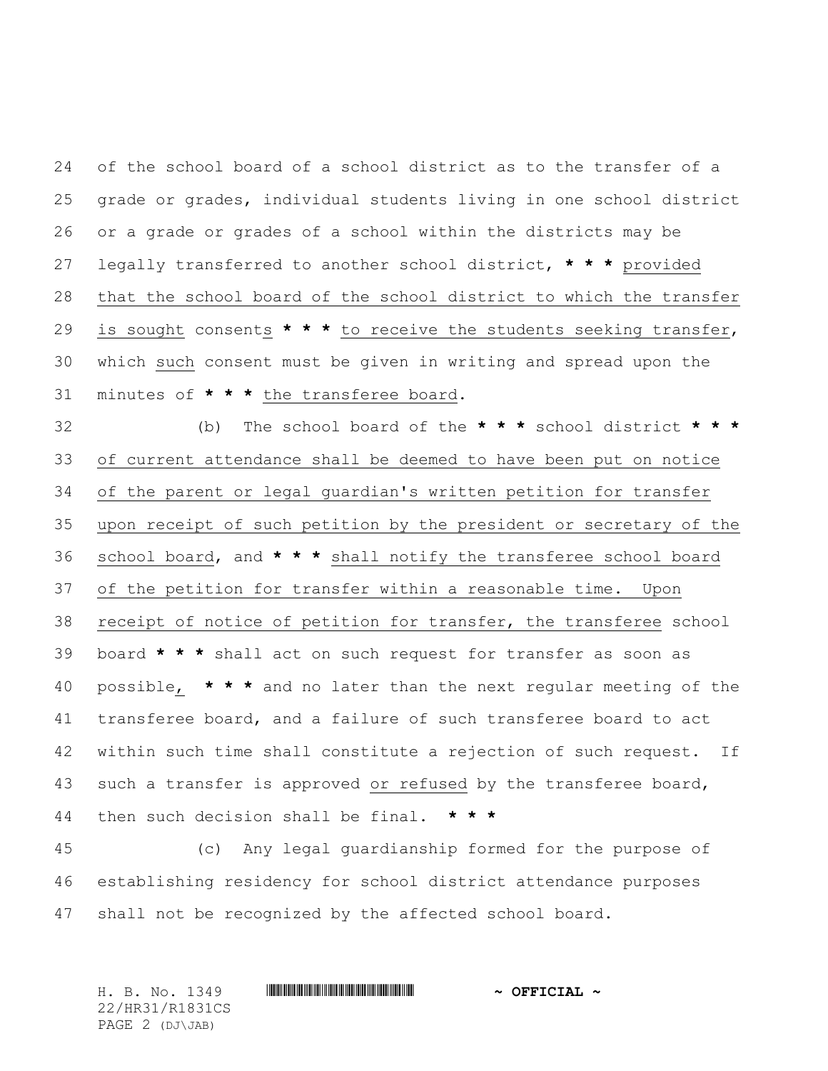of the school board of a school district as to the transfer of a grade or grades, individual students living in one school district or a grade or grades of a school within the districts may be legally transferred to another school district, **\* \* \*** provided that the school board of the school district to which the transfer is sought consents **\* \* \*** to receive the students seeking transfer, which such consent must be given in writing and spread upon the minutes of **\* \* \*** the transferee board.

(b) The school board of the **\* \* \*** school district **\* \* \*** of current attendance shall be deemed to have been put on notice of the parent or legal guardian's written petition for transfer upon receipt of such petition by the president or secretary of the school board, and **\* \* \*** shall notify the transferee school board of the petition for transfer within a reasonable time. Upon receipt of notice of petition for transfer, the transferee school board **\* \* \*** shall act on such request for transfer as soon as possible, **\* \* \*** and no later than the next regular meeting of the transferee board, and a failure of such transferee board to act within such time shall constitute a rejection of such request. If such a transfer is approved or refused by the transferee board, then such decision shall be final. **\* \* \***

(c) Any legal guardianship formed for the purpose of establishing residency for school district attendance purposes shall not be recognized by the affected school board.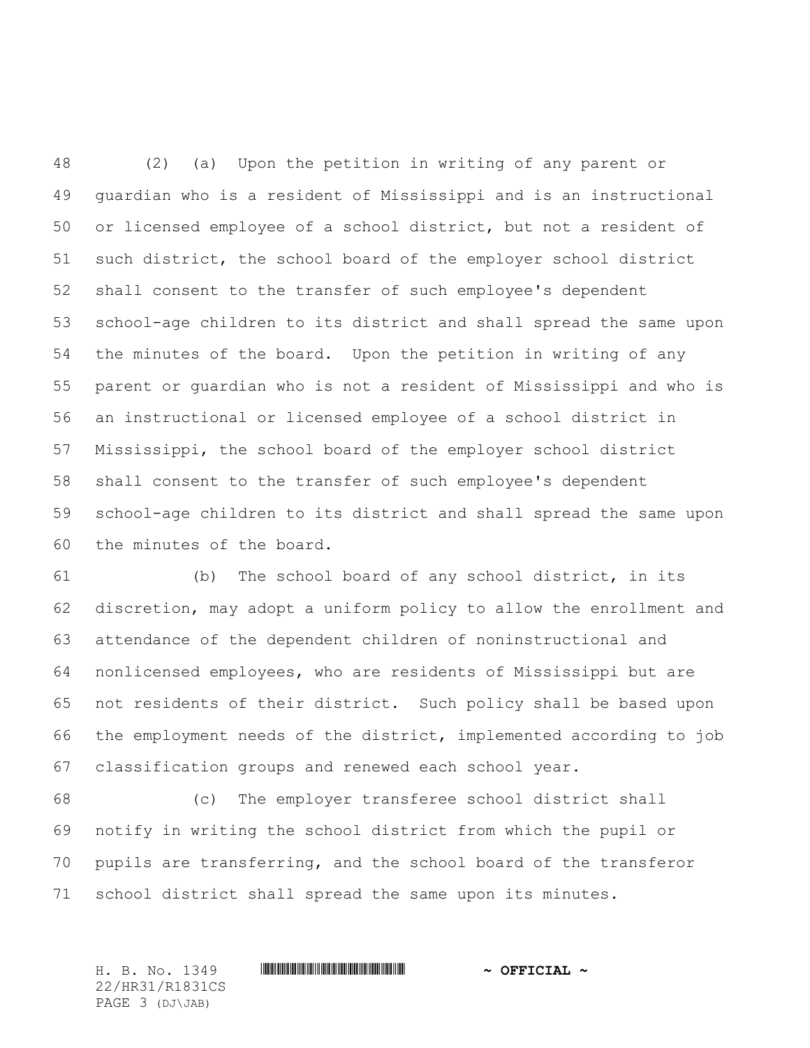(2) (a) Upon the petition in writing of any parent or guardian who is a resident of Mississippi and is an instructional or licensed employee of a school district, but not a resident of such district, the school board of the employer school district shall consent to the transfer of such employee's dependent school-age children to its district and shall spread the same upon the minutes of the board. Upon the petition in writing of any parent or guardian who is not a resident of Mississippi and who is an instructional or licensed employee of a school district in Mississippi, the school board of the employer school district shall consent to the transfer of such employee's dependent school-age children to its district and shall spread the same upon the minutes of the board.

(b) The school board of any school district, in its discretion, may adopt a uniform policy to allow the enrollment and attendance of the dependent children of noninstructional and nonlicensed employees, who are residents of Mississippi but are not residents of their district. Such policy shall be based upon the employment needs of the district, implemented according to job classification groups and renewed each school year.

(c) The employer transferee school district shall notify in writing the school district from which the pupil or pupils are transferring, and the school board of the transferor school district shall spread the same upon its minutes.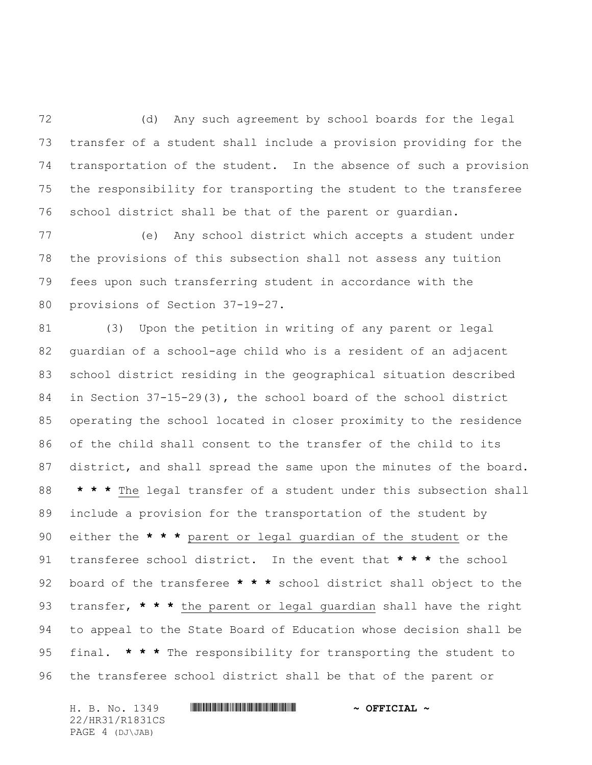(d) Any such agreement by school boards for the legal transfer of a student shall include a provision providing for the transportation of the student. In the absence of such a provision the responsibility for transporting the student to the transferee school district shall be that of the parent or guardian.

(e) Any school district which accepts a student under the provisions of this subsection shall not assess any tuition fees upon such transferring student in accordance with the provisions of Section 37-19-27.

(3) Upon the petition in writing of any parent or legal guardian of a school-age child who is a resident of an adjacent school district residing in the geographical situation described in Section 37-15-29(3), the school board of the school district operating the school located in closer proximity to the residence of the child shall consent to the transfer of the child to its district, and shall spread the same upon the minutes of the board. **\* \* \*** <u>The</u> legal transfer of a student under this subsection shall include a provision for the transportation of the student by either the **\* \* \*** <u>parent or legal guardian of the student</u> or the transferee school district. In the event that **\* \* \*** the school board of the transferee **\* \* \*** school district shall object to the transfer, **\* \* \*** <u>the parent or legal guardian</u> shall have the right to appeal to the State Board of Education whose decision shall be final. **\* \* \*** The responsibility for transporting the student to the transferee school district shall be that of the parent or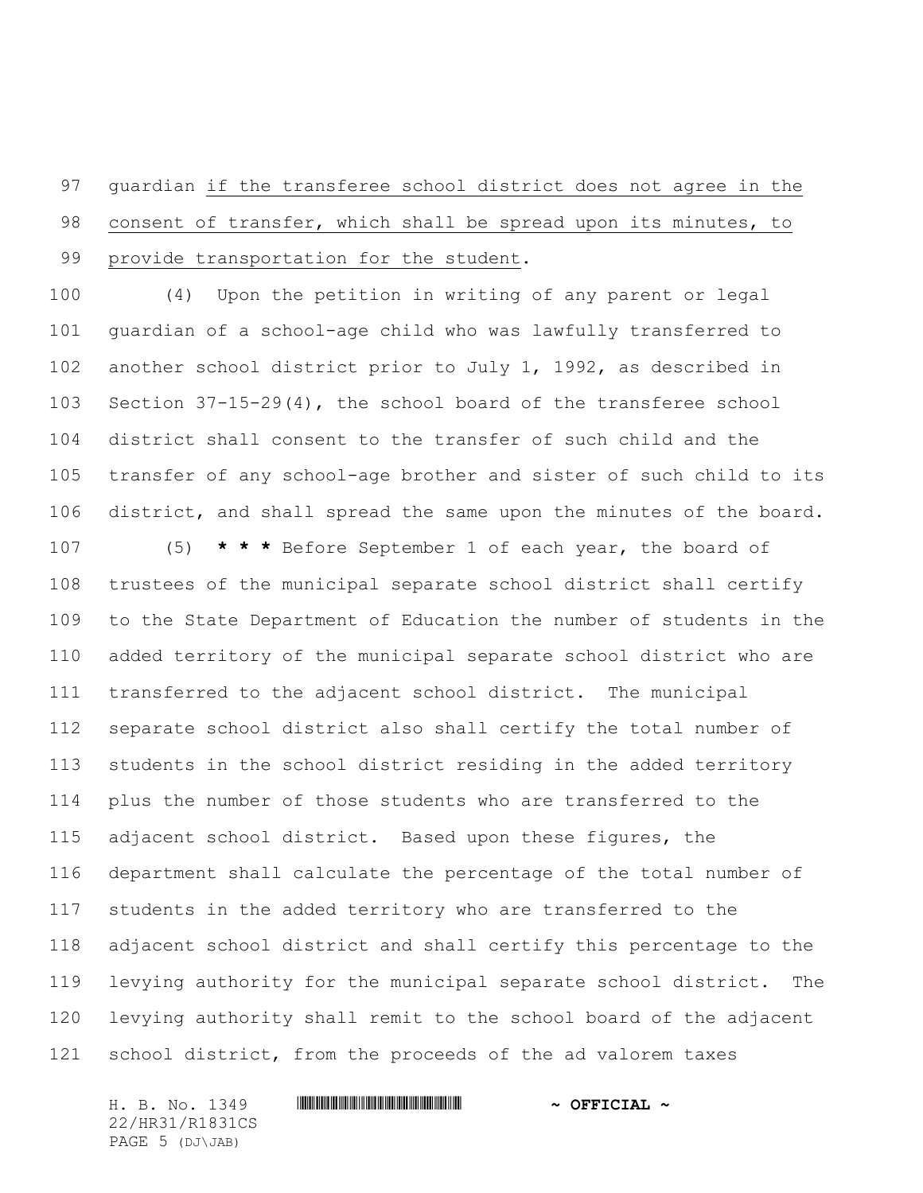guardian if the transferee school district does not agree in the consent of transfer, which shall be spread upon its minutes, to provide transportation for the student.

(4) Upon the petition in writing of any parent or legal guardian of a school-age child who was lawfully transferred to another school district prior to July 1, 1992, as described in Section 37-15-29(4), the school board of the transferee school district shall consent to the transfer of such child and the transfer of any school-age brother and sister of such child to its district, and shall spread the same upon the minutes of the board.

(5) *** Before September 1 of each year, the board of trustees of the municipal separate school district shall certify to the State Department of Education the number of students in the added territory of the municipal separate school district who are transferred to the adjacent school district. The municipal separate school district also shall certify the total number of students in the school district residing in the added territory plus the number of those students who are transferred to the adjacent school district. Based upon these figures, the department shall calculate the percentage of the total number of students in the added territory who are transferred to the adjacent school district and shall certify this percentage to the levying authority for the municipal separate school district. The levying authority shall remit to the school board of the adjacent school district, from the proceeds of the ad valorem taxes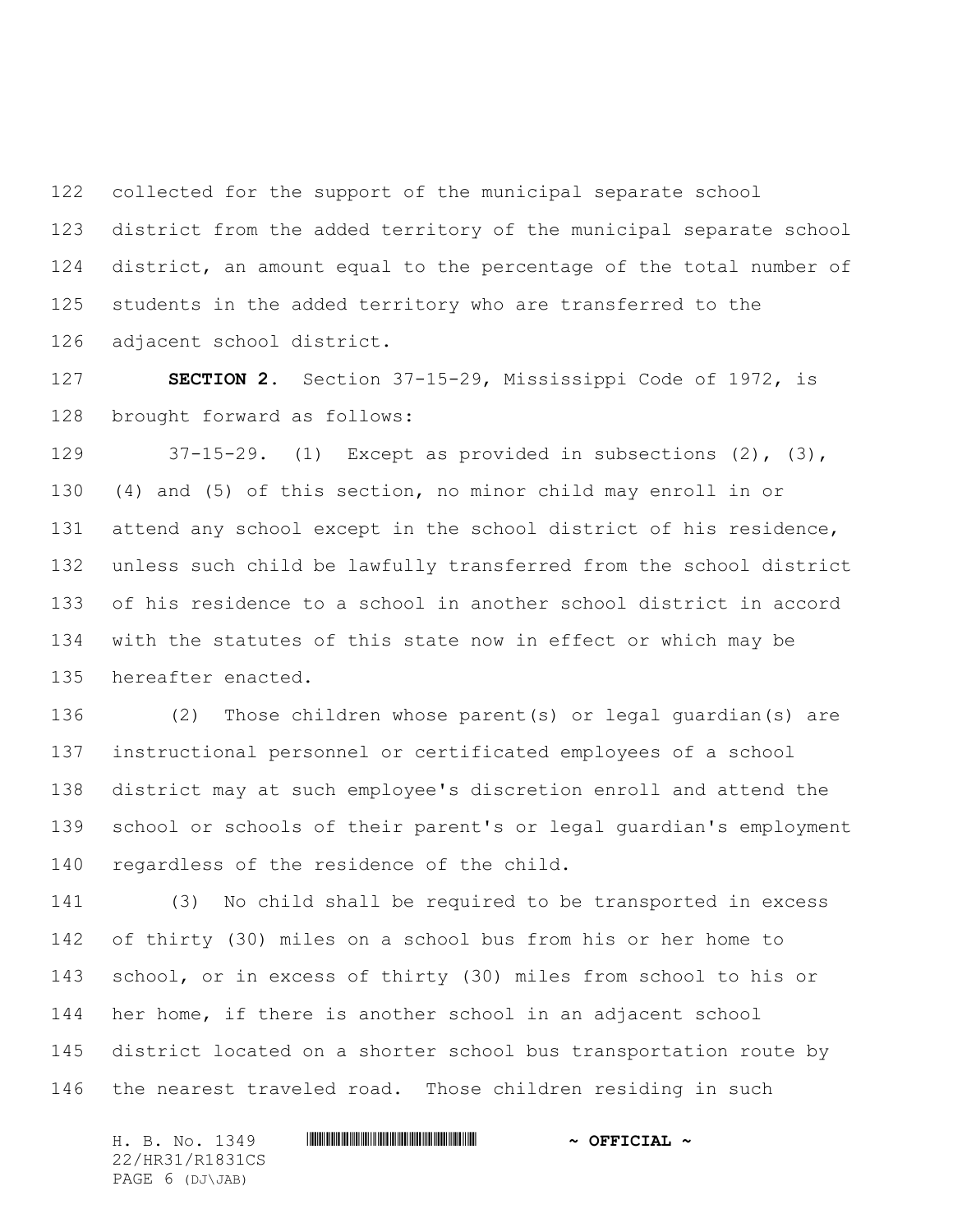collected for the support of the municipal separate school district from the added territory of the municipal separate school district, an amount equal to the percentage of the total number of students in the added territory who are transferred to the adjacent school district.

**SECTION 2.** Section 37-15-29, Mississippi Code of 1972, is brought forward as follows:

37-15-29. (1) Except as provided in subsections (2), (3), (4) and (5) of this section, no minor child may enroll in or attend any school except in the school district of his residence, unless such child be lawfully transferred from the school district of his residence to a school in another school district in accord with the statutes of this state now in effect or which may be hereafter enacted.

(2) Those children whose parent(s) or legal guardian(s) are instructional personnel or certificated employees of a school district may at such employee's discretion enroll and attend the school or schools of their parent's or legal guardian's employment regardless of the residence of the child.

(3) No child shall be required to be transported in excess of thirty (30) miles on a school bus from his or her home to school, or in excess of thirty (30) miles from school to his or her home, if there is another school in an adjacent school district located on a shorter school bus transportation route by the nearest traveled road. Those children residing in such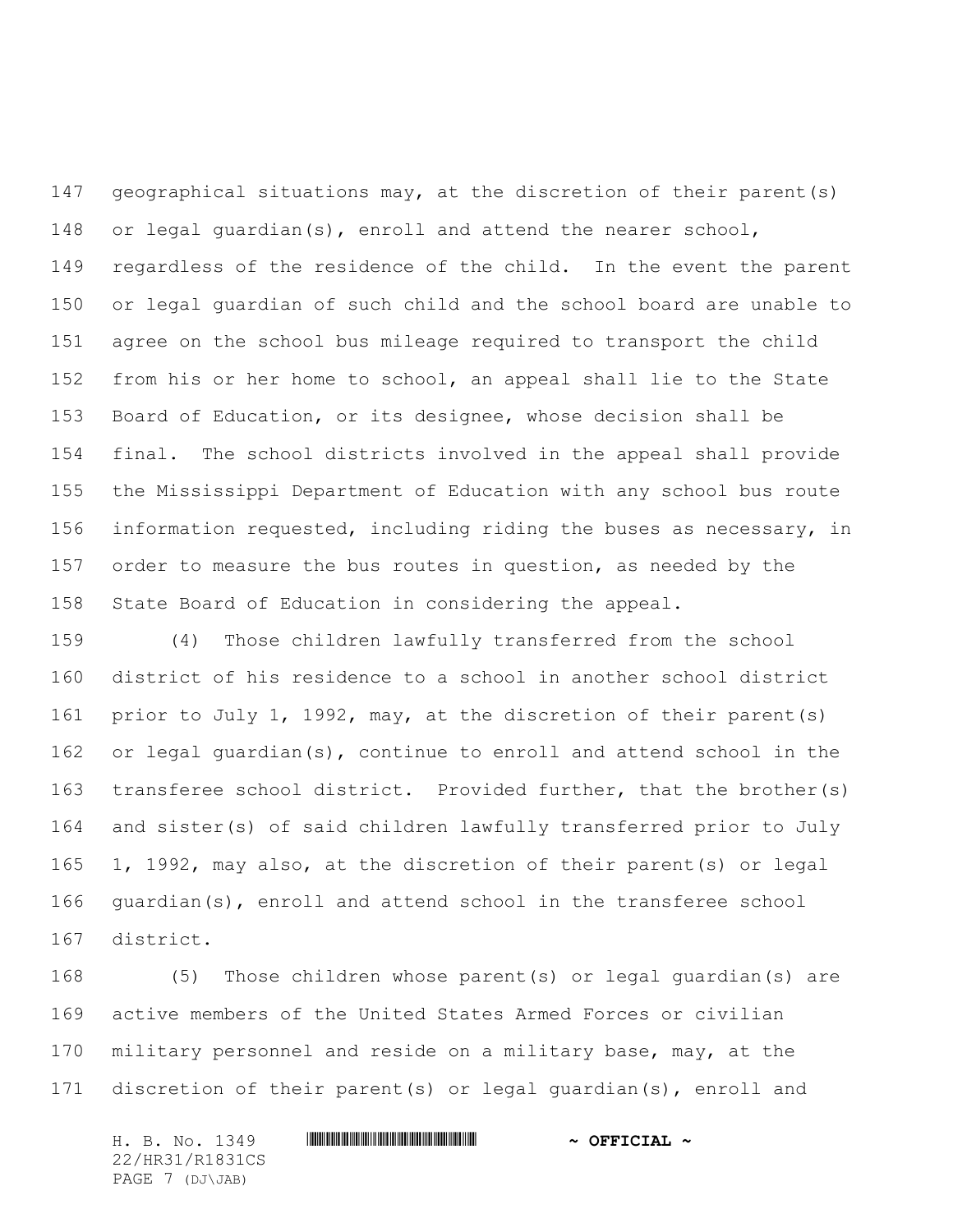geographical situations may, at the discretion of their parent(s) or legal guardian(s), enroll and attend the nearer school, regardless of the residence of the child. In the event the parent or legal guardian of such child and the school board are unable to agree on the school bus mileage required to transport the child from his or her home to school, an appeal shall lie to the State Board of Education, or its designee, whose decision shall be final. The school districts involved in the appeal shall provide the Mississippi Department of Education with any school bus route information requested, including riding the buses as necessary, in order to measure the bus routes in question, as needed by the State Board of Education in considering the appeal.

(4) Those children lawfully transferred from the school district of his residence to a school in another school district prior to July 1, 1992, may, at the discretion of their parent(s) or legal guardian(s), continue to enroll and attend school in the transferee school district. Provided further, that the brother(s) and sister(s) of said children lawfully transferred prior to July 1, 1992, may also, at the discretion of their parent(s) or legal guardian(s), enroll and attend school in the transferee school district.

(5) Those children whose parent(s) or legal guardian(s) are active members of the United States Armed Forces or civilian military personnel and reside on a military base, may, at the discretion of their parent(s) or legal guardian(s), enroll and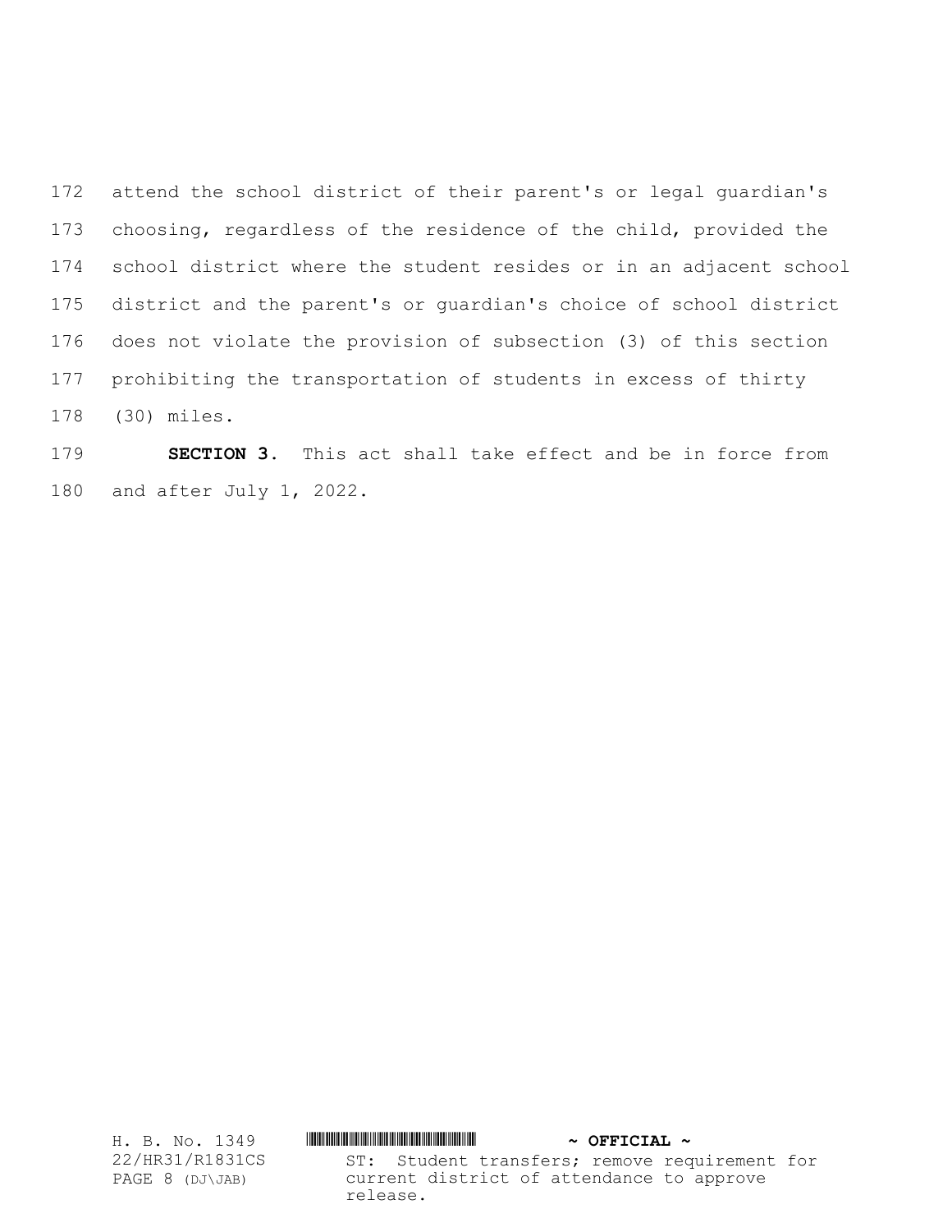attend the school district of their parent's or legal guardian's choosing, regardless of the residence of the child, provided the school district where the student resides or in an adjacent school district and the parent's or guardian's choice of school district does not violate the provision of subsection (3) of this section prohibiting the transportation of students in excess of thirty (30) miles.

**SECTION 3.** This act shall take effect and be in force from and after July 1, 2022.